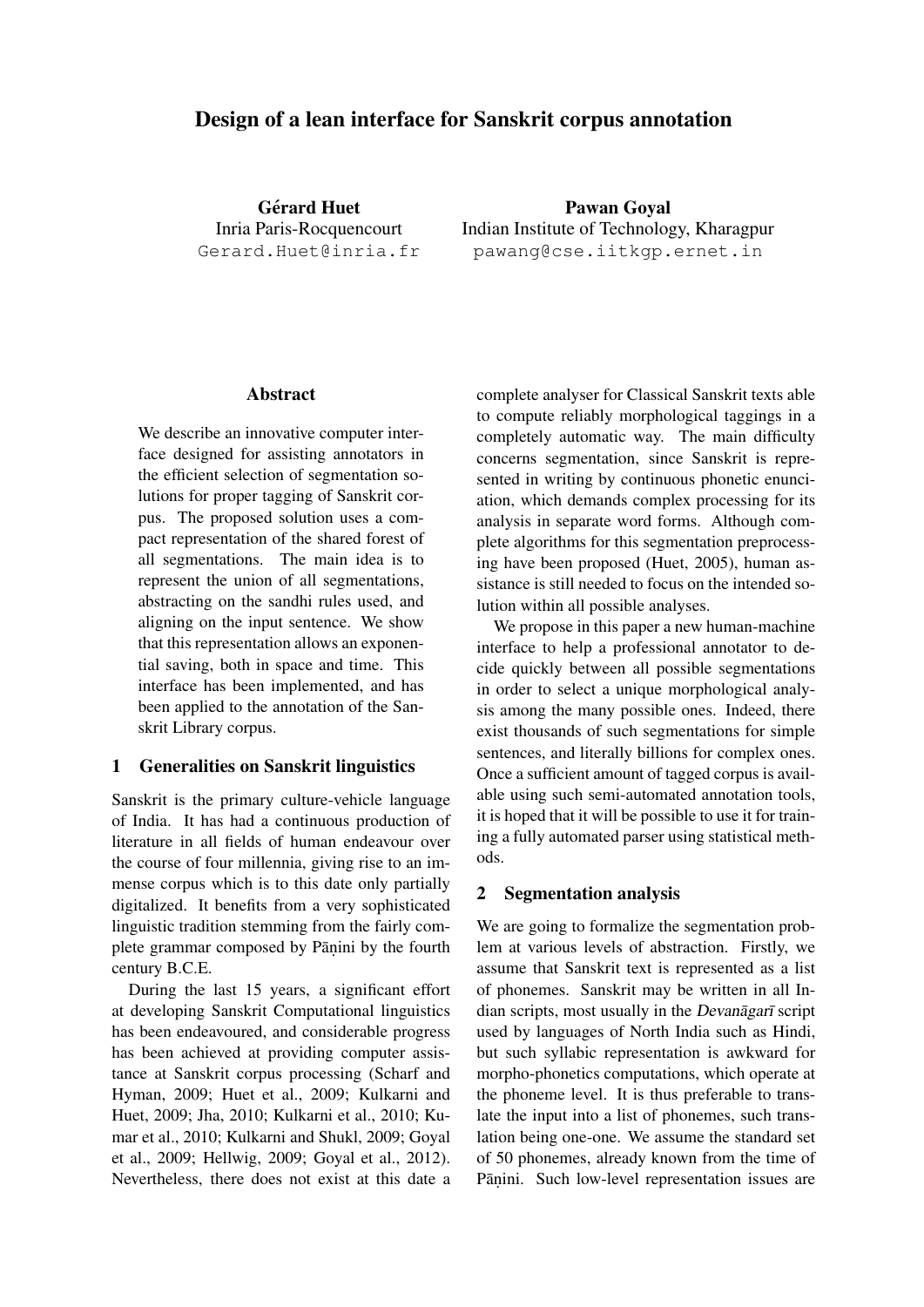# Design of a lean interface for Sanskrit corpus annotation

**Gérard Huet**
Inria Paris-Rocquencourt
Gerard.Huet@inria.fr

**Pawan Goyal**
Indian Institute of Technology, Kharagpur
pawang@cse.iitkgp.ernet.in

## Abstract

We describe an innovative computer interface designed for assisting annotators in the efficient selection of segmentation solutions for proper tagging of Sanskrit corpus. The proposed solution uses a compact representation of the shared forest of all segmentations. The main idea is to represent the union of all segmentations, abstracting on the sandhi rules used, and aligning on the input sentence. We show that this representation allows an exponential saving, both in space and time. This interface has been implemented, and has been applied to the annotation of the Sanskrit Library corpus.

## 1 Generalities on Sanskrit linguistics

Sanskrit is the primary culture-vehicle language of India. It has had a continuous production of literature in all fields of human endeavour over the course of four millennia, giving rise to an immense corpus which is to this date only partially digitalized. It benefits from a very sophisticated linguistic tradition stemming from the fairly complete grammar composed by Pāṇini by the fourth century B.C.E.

During the last 15 years, a significant effort at developing Sanskrit Computational linguistics has been endeavoured, and considerable progress has been achieved at providing computer assistance at Sanskrit corpus processing (Scharf and Hyman, 2009; Huet et al., 2009; Kulkarni and Huet, 2009; Jha, 2010; Kulkarni et al., 2010; Kumar et al., 2010; Kulkarni and Shukl, 2009; Goyal et al., 2009; Hellwig, 2009; Goyal et al., 2012). Nevertheless, there does not exist at this date a complete analyser for Classical Sanskrit texts able to compute reliably morphological taggings in a completely automatic way. The main difficulty concerns segmentation, since Sanskrit is represented in writing by continuous phonetic enunciation, which demands complex processing for its analysis in separate word forms. Although complete algorithms for this segmentation preprocessing have been proposed (Huet, 2005), human assistance is still needed to focus on the intended solution within all possible analyses.

We propose in this paper a new human-machine interface to help a professional annotator to decide quickly between all possible segmentations in order to select a unique morphological analysis among the many possible ones. Indeed, there exist thousands of such segmentations for simple sentences, and literally billions for complex ones. Once a sufficient amount of tagged corpus is available using such semi-automated annotation tools, it is hoped that it will be possible to use it for training a fully automated parser using statistical methods.

## 2 Segmentation analysis

We are going to formalize the segmentation problem at various levels of abstraction. Firstly, we assume that Sanskrit text is represented as a list of phonemes. Sanskrit may be written in all Indian scripts, most usually in the *Devanāgarī* script used by languages of North India such as Hindi, but such syllabic representation is awkward for morpho-phonetics computations, which operate at the phoneme level. It is thus preferable to translate the input into a list of phonemes, such translation being one-one. We assume the standard set of 50 phonemes, already known from the time of Pāṇini. Such low-level representation issues are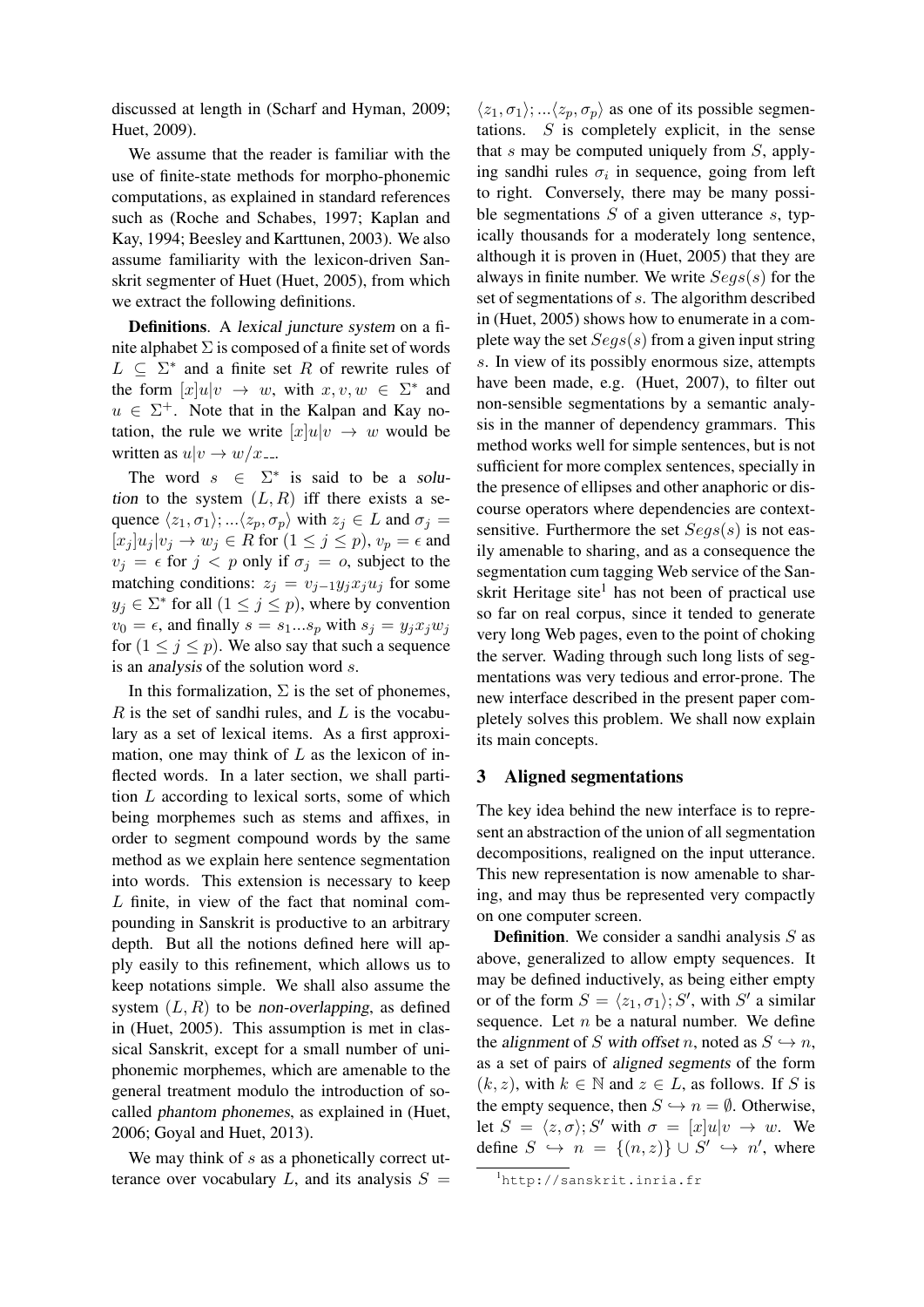discussed at length in (Scharf and Hyman, 2009; Huet, 2009).

We assume that the reader is familiar with the use of finite-state methods for morpho-phonemic computations, as explained in standard references such as (Roche and Schabes, 1997; Kaplan and Kay, 1994; Beesley and Karttunen, 2003). We also assume familiarity with the lexicon-driven Sanskrit segmenter of Huet (Huet, 2005), from which we extract the following definitions.

**Definitions**. A *lexical juncture system* on a finite alphabet $\Sigma$ is composed of a finite set of words $L \subseteq \Sigma^*$ and a finite set $R$ of rewrite rules of the form $[x]u|v \rightarrow w$, with $x, v, w \in \Sigma^*$ and $u \in \Sigma^+$. Note that in the Kalpan and Kay notation, the rule we write $[x]u|v \rightarrow w$ would be written as $u|v \rightarrow w/x\_\_$.

The word $s \in \Sigma^*$ is said to be a *solution* to the system $(L, R)$ iff there exists a sequence $\langle z_1, \sigma_1 \rangle; ... \langle z_p, \sigma_p \rangle$ with $z_j \in L$ and $\sigma_j = [x_j]u_j|v_j \rightarrow w_j \in R$ for $(1 \leq j \leq p)$, $v_p = \epsilon$ and $v_j = \epsilon$ for $j < p$ only if $\sigma_j = o$, subject to the matching conditions: $z_j = v_{j-1}y_jx_ju_j$ for some $y_j \in \Sigma^*$ for all $(1 \leq j \leq p)$, where by convention $v_0 = \epsilon$, and finally $s = s_1...s_p$ with $s_j = y_jx_jw_j$ for $(1 \leq j \leq p)$. We also say that such a sequence is an *analysis* of the solution word $s$.

In this formalization, $\Sigma$ is the set of phonemes, $R$ is the set of sandhi rules, and $L$ is the vocabulary as a set of lexical items. As a first approximation, one may think of $L$ as the lexicon of inflected words. In a later section, we shall partition $L$ according to lexical sorts, some of which being morphemes such as stems and affixes, in order to segment compound words by the same method as we explain here sentence segmentation into words. This extension is necessary to keep $L$ finite, in view of the fact that nominal compounding in Sanskrit is productive to an arbitrary depth. But all the notions defined here will apply easily to this refinement, which allows us to keep notations simple. We shall also assume the system $(L, R)$ to be *non-overlapping*, as defined in (Huet, 2005). This assumption is met in classical Sanskrit, except for a small number of uniphonemic morphemes, which are amenable to the general treatment modulo the introduction of so-called *phantom phonemes*, as explained in (Huet, 2006; Goyal and Huet, 2013).

We may think of $s$ as a phonetically correct utterance over vocabulary $L$, and its analysis $S = \langle z_1, \sigma_1 \rangle; ... \langle z_p, \sigma_p \rangle$ as one of its possible segmentations. $S$ is completely explicit, in the sense that $s$ may be computed uniquely from $S$, applying sandhi rules $\sigma_i$ in sequence, going from left to right. Conversely, there may be many possible segmentations $S$ of a given utterance $s$, typically thousands for a moderately long sentence, although it is proven in (Huet, 2005) that they are always in finite number. We write $Segs(s)$ for the set of segmentations of $s$. The algorithm described in (Huet, 2005) shows how to enumerate in a complete way the set $Segs(s)$ from a given input string $s$. In view of its possibly enormous size, attempts have been made, e.g. (Huet, 2007), to filter out non-sensible segmentations by a semantic analysis in the manner of dependency grammars. This method works well for simple sentences, but is not sufficient for more complex sentences, specially in the presence of ellipses and other anaphoric or discourse operators where dependencies are context-sensitive. Furthermore the set $Segs(s)$ is not easily amenable to sharing, and as a consequence the segmentation cum tagging Web service of the Sanskrit Heritage site[1] has not been of practical use so far on real corpus, since it tended to generate very long Web pages, even to the point of choking the server. Wading through such long lists of segmentations was very tedious and error-prone. The new interface described in the present paper completely solves this problem. We shall now explain its main concepts.

## 3 Aligned segmentations

The key idea behind the new interface is to represent an abstraction of the union of all segmentation decompositions, realigned on the input utterance. This new representation is now amenable to sharing, and may thus be represented very compactly on one computer screen.

**Definition**. We consider a sandhi analysis $S$ as above, generalized to allow empty sequences. It may be defined inductively, as being either empty or of the form $S = \langle z_1, \sigma_1 \rangle; S'$, with $S'$ a similar sequence. Let $n$ be a natural number. We define the *alignment* of $S$ *with offset* $n$, noted as $S \hookrightarrow n$, as a set of pairs of *aligned segments* of the form $(k, z)$, with $k \in \mathbb{N}$ and $z \in L$, as follows. If $S$ is the empty sequence, then $S \hookrightarrow n = \emptyset$. Otherwise, let $S = \langle z, \sigma \rangle; S'$ with $\sigma = [x]u|v \rightarrow w$. We define $S \hookrightarrow n = \{(n, z)\} \cup S' \hookrightarrow n'$, where

[1] http://sanskrit.inria.fr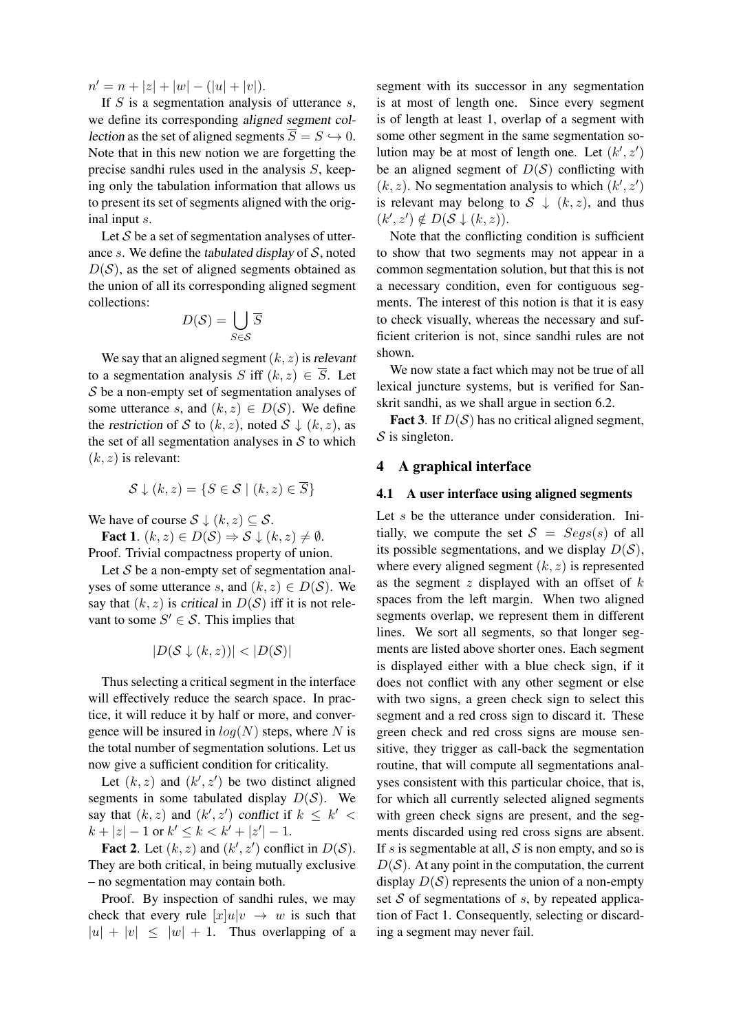$n' = n + |z| + |w| - (|u| + |v|)$.

If $S$ is a segmentation analysis of utterance $s$, we define its corresponding *aligned segment collection* as the set of aligned segments $\overline{S} = S \hookrightarrow 0$. Note that in this new notion we are forgetting the precise sandhi rules used in the analysis $S$, keeping only the tabulation information that allows us to present its set of segments aligned with the original input $s$.

Let $\mathcal{S}$ be a set of segmentation analyses of utterance $s$. We define the *tabulated display* of $\mathcal{S}$, noted $D(\mathcal{S})$, as the set of aligned segments obtained as the union of all its corresponding aligned segment collections:

$$D(\mathcal{S}) = \bigcup_{S \in \mathcal{S}} \overline{S}$$

We say that an aligned segment $(k, z)$ is *relevant* to a segmentation analysis $S$ iff $(k, z) \in \overline{S}$. Let $\mathcal{S}$ be a non-empty set of segmentation analyses of some utterance $s$, and $(k, z) \in D(\mathcal{S})$. We define the *restriction* of $\mathcal{S}$ to $(k, z)$, noted $\mathcal{S} \downarrow (k, z)$, as the set of all segmentation analyses in $\mathcal{S}$ to which $(k, z)$ is relevant:

$$\mathcal{S} \downarrow (k, z) = \{S \in \mathcal{S} \mid (k, z) \in \overline{S}\}$$

We have of course $\mathcal{S} \downarrow (k, z) \subseteq \mathcal{S}$.

**Fact 1**. $(k, z) \in D(\mathcal{S}) \Rightarrow \mathcal{S} \downarrow (k, z) \neq \emptyset$.
Proof. Trivial compactness property of union.

Let $\mathcal{S}$ be a non-empty set of segmentation analyses of some utterance $s$, and $(k, z) \in D(\mathcal{S})$. We say that $(k, z)$ is *critical* in $D(\mathcal{S})$ iff it is not relevant to some $S' \in \mathcal{S}$. This implies that

$$|D(\mathcal{S} \downarrow (k, z))| < |D(\mathcal{S})|$$

Thus selecting a critical segment in the interface will effectively reduce the search space. In practice, it will reduce it by half or more, and convergence will be insured in $log(N)$ steps, where $N$ is the total number of segmentation solutions. Let us now give a sufficient condition for criticality.

Let $(k, z)$ and $(k', z')$ be two distinct aligned segments in some tabulated display $D(\mathcal{S})$. We say that $(k, z)$ and $(k', z')$ *conflict* if $k \leq k' < k + |z| - 1$ or $k' \leq k < k' + |z'| - 1$.

**Fact 2**. Let $(k, z)$ and $(k', z')$ conflict in $D(\mathcal{S})$. They are both critical, in being mutually exclusive – no segmentation may contain both.

Proof. By inspection of sandhi rules, we may check that every rule $[x]u|v \rightarrow w$ is such that $|u| + |v| \leq |w| + 1$. Thus overlapping of a segment with its successor in any segmentation is at most of length one. Since every segment is of length at least 1, overlap of a segment with some other segment in the same segmentation solution may be at most of length one. Let $(k', z')$ be an aligned segment of $D(\mathcal{S})$ conflicting with $(k, z)$. No segmentation analysis to which $(k', z')$ is relevant may belong to $\mathcal{S} \downarrow (k, z)$, and thus $(k', z') \notin D(\mathcal{S} \downarrow (k, z))$.

Note that the conflicting condition is sufficient to show that two segments may not appear in a common segmentation solution, but that this is not a necessary condition, even for contiguous segments. The interest of this notion is that it is easy to check visually, whereas the necessary and sufficient criterion is not, since sandhi rules are not shown.

We now state a fact which may not be true of all lexical juncture systems, but is verified for Sanskrit sandhi, as we shall argue in section 6.2.

**Fact 3**. If $D(\mathcal{S})$ has no critical aligned segment, $\mathcal{S}$ is singleton.

## 4 A graphical interface

### 4.1 A user interface using aligned segments

Let $s$ be the utterance under consideration. Initially, we compute the set $\mathcal{S} = Segs(s)$ of all its possible segmentations, and we display $D(\mathcal{S})$, where every aligned segment $(k, z)$ is represented as the segment $z$ displayed with an offset of $k$ spaces from the left margin. When two aligned segments overlap, we represent them in different lines. We sort all segments, so that longer segments are listed above shorter ones. Each segment is displayed either with a blue check sign, if it does not conflict with any other segment or else with two signs, a green check sign to select this segment and a red cross sign to discard it. These green check and red cross signs are mouse sensitive, they trigger as call-back the segmentation routine, that will compute all segmentations analyses consistent with this particular choice, that is, for which all currently selected aligned segments with green check signs are present, and the segments discarded using red cross signs are absent. If $s$ is segmentable at all, $\mathcal{S}$ is non empty, and so is $D(\mathcal{S})$. At any point in the computation, the current display $D(\mathcal{S})$ represents the union of a non-empty set $\mathcal{S}$ of segmentations of $s$, by repeated application of Fact 1. Consequently, selecting or discarding a segment may never fail.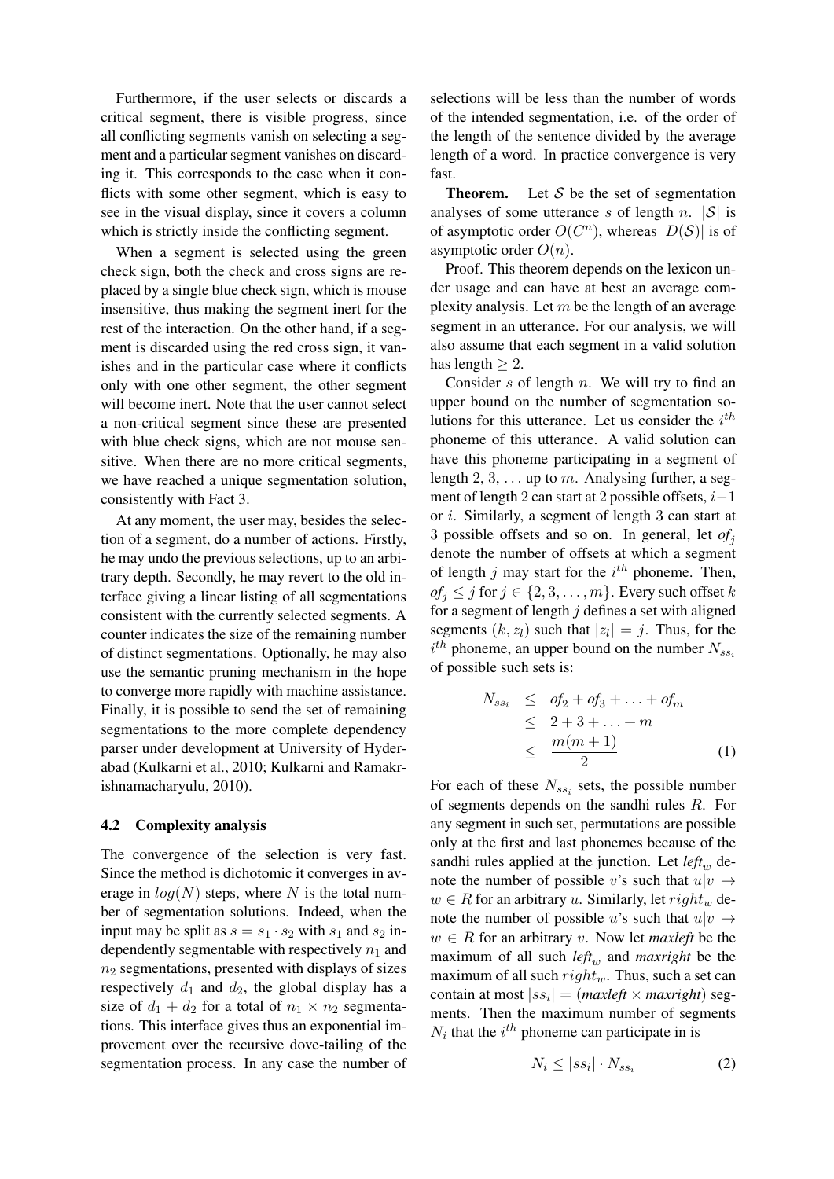Furthermore, if the user selects or discards a critical segment, there is visible progress, since all conflicting segments vanish on selecting a segment and a particular segment vanishes on discarding it. This corresponds to the case when it conflicts with some other segment, which is easy to see in the visual display, since it covers a column which is strictly inside the conflicting segment.

When a segment is selected using the green check sign, both the check and cross signs are replaced by a single blue check sign, which is mouse insensitive, thus making the segment inert for the rest of the interaction. On the other hand, if a segment is discarded using the red cross sign, it vanishes and in the particular case where it conflicts only with one other segment, the other segment will become inert. Note that the user cannot select a non-critical segment since these are presented with blue check signs, which are not mouse sensitive. When there are no more critical segments, we have reached a unique segmentation solution, consistently with Fact 3.

At any moment, the user may, besides the selection of a segment, do a number of actions. Firstly, he may undo the previous selections, up to an arbitrary depth. Secondly, he may revert to the old interface giving a linear listing of all segmentations consistent with the currently selected segments. A counter indicates the size of the remaining number of distinct segmentations. Optionally, he may also use the semantic pruning mechanism in the hope to converge more rapidly with machine assistance. Finally, it is possible to send the set of remaining segmentations to the more complete dependency parser under development at University of Hyderabad (Kulkarni et al., 2010; Kulkarni and Ramakrishnamacharyulu, 2010).

### 4.2 Complexity analysis

The convergence of the selection is very fast. Since the method is dichotomic it converges in average in $log(N)$ steps, where $N$ is the total number of segmentation solutions. Indeed, when the input may be split as $s = s_1 \cdot s_2$ with $s_1$ and $s_2$ independently segmentable with respectively $n_1$ and $n_2$ segmentations, presented with displays of sizes respectively $d_1$ and $d_2$, the global display has a size of $d_1 + d_2$ for a total of $n_1 \times n_2$ segmentations. This interface gives thus an exponential improvement over the recursive dove-tailing of the segmentation process. In any case the number of selections will be less than the number of words of the intended segmentation, i.e. of the order of the length of the sentence divided by the average length of a word. In practice convergence is very fast.

**Theorem.** Let $\mathcal{S}$ be the set of segmentation analyses of some utterance $s$ of length $n$. $|\mathcal{S}|$ is of asymptotic order $O(C^n)$, whereas $|D(\mathcal{S})|$ is of asymptotic order $O(n)$.

Proof. This theorem depends on the lexicon under usage and can have at best an average complexity analysis. Let $m$ be the length of an average segment in an utterance. For our analysis, we will also assume that each segment in a valid solution has length $\geq 2$.

Consider $s$ of length $n$. We will try to find an upper bound on the number of segmentation solutions for this utterance. Let us consider the $i^{th}$ phoneme of this utterance. A valid solution can have this phoneme participating in a segment of length 2, 3, ... up to $m$. Analysing further, a segment of length 2 can start at 2 possible offsets, $i-1$ or $i$. Similarly, a segment of length 3 can start at 3 possible offsets and so on. In general, let $of_j$ denote the number of offsets at which a segment of length $j$ may start for the $i^{th}$ phoneme. Then, $of_j \leq j$ for $j \in \{2, 3, \ldots, m\}$. Every such offset $k$ for a segment of length $j$ defines a set with aligned segments $(k, z_l)$ such that $|z_l| = j$. Thus, for the $i^{th}$ phoneme, an upper bound on the number $N_{ss_i}$ of possible such sets is:

$$
\begin{aligned}
N_{ss_i} &\leq of_2 + of_3 + \ldots + of_m \\
&\leq 2 + 3 + \ldots + m \\
&\leq \frac{m(m+1)}{2}
\end{aligned} \tag{1}
$$

For each of these $N_{ss_i}$ sets, the possible number of segments depends on the sandhi rules $R$. For any segment in such set, permutations are possible only at the first and last phonemes because of the sandhi rules applied at the junction. Let $left_w$ denote the number of possible $v$'s such that $u|v \rightarrow w \in R$ for an arbitrary $u$. Similarly, let $right_w$ denote the number of possible $u$'s such that $u|v \rightarrow w \in R$ for an arbitrary $v$. Now let *maxleft* be the maximum of all such $left_w$ and *maxright* be the maximum of all such $right_w$. Thus, such a set can contain at most $|ss_i| = (maxleft \times maxright)$ segments. Then the maximum number of segments $N_i$ that the $i^{th}$ phoneme can participate in is

$$
N_i \leq |ss_i| \cdot N_{ss_i} \tag{2}
$$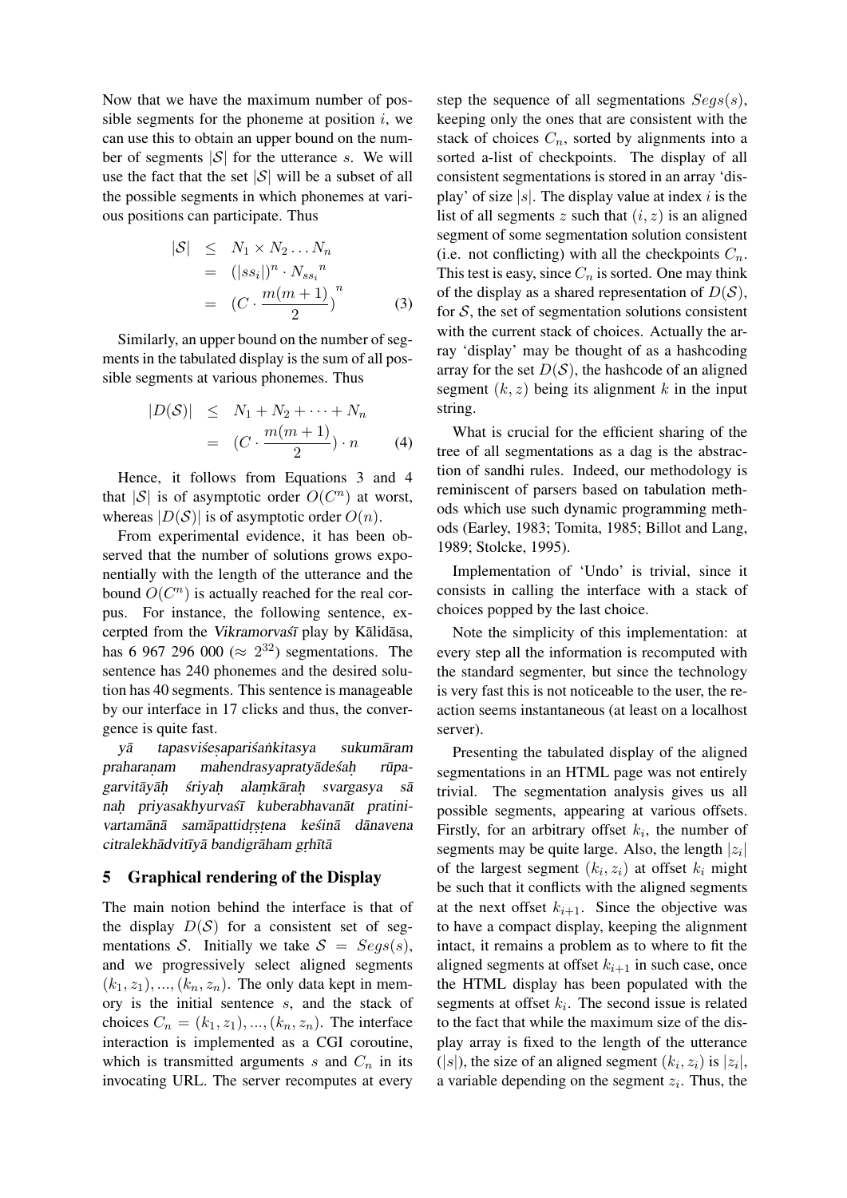Now that we have the maximum number of possible segments for the phoneme at position $i$, we can use this to obtain an upper bound on the number of segments $|\mathcal{S}|$ for the utterance $s$. We will use the fact that the set $|\mathcal{S}|$ will be a subset of all the possible segments in which phonemes at various positions can participate. Thus

$$
\begin{aligned}
|\mathcal{S}| &\leq N_1 \times N_2 \ldots N_n \\
&= (|ss_i|)^n \cdot {N_{ss_i}}^n \\
&= (C \cdot \frac{m(m+1)}{2})^n
\end{aligned}
\tag{3}
$$

Similarly, an upper bound on the number of segments in the tabulated display is the sum of all possible segments at various phonemes. Thus

$$
\begin{aligned}
|D(\mathcal{S})| &\leq N_1 + N_2 + \cdots + N_n \\
&= (C \cdot \frac{m(m+1)}{2}) \cdot n
\end{aligned}
\tag{4}
$$

Hence, it follows from Equations 3 and 4 that $|\mathcal{S}|$ is of asymptotic order $O(C^n)$ at worst, whereas $|D(\mathcal{S})|$ is of asymptotic order $O(n)$.

From experimental evidence, it has been observed that the number of solutions grows exponentially with the length of the utterance and the bound $O(C^n)$ is actually reached for the real corpus. For instance, the following sentence, excerpted from the *Vikramorvaśī* play by Kālidāsa, has 6 967 296 000 ($\approx 2^{32}$) segmentations. The sentence has 240 phonemes and the desired solution has 40 segments. This sentence is manageable by our interface in 17 clicks and thus, the convergence is quite fast.

*yā tapasviśeṣapariśaṅkitasya sukumāram praharaṇam mahendrasyapratyādeśaḥ rūpagarvitāyāḥ śriyaḥ alaṃkāraḥ svargasya sā naḥ priyasakhyurvaśī kuberabhavanāt pratinivartamānā samāpattidṛṣṭena keśinā dānavena citralekhādvitīyā bandigrāham gṛhītā*

## 5 Graphical rendering of the Display

The main notion behind the interface is that of the display $D(\mathcal{S})$ for a consistent set of segmentations $\mathcal{S}$. Initially we take $\mathcal{S} = Segs(s)$, and we progressively select aligned segments $(k_1, z_1), ..., (k_n, z_n)$. The only data kept in memory is the initial sentence $s$, and the stack of choices $C_n = (k_1, z_1), ..., (k_n, z_n)$. The interface interaction is implemented as a CGI coroutine, which is transmitted arguments $s$ and $C_n$ in its invocating URL. The server recomputes at every step the sequence of all segmentations $Segs(s)$, keeping only the ones that are consistent with the stack of choices $C_n$, sorted by alignments into a sorted a-list of checkpoints. The display of all consistent segmentations is stored in an array 'display' of size $|s|$. The display value at index $i$ is the list of all segments $z$ such that $(i, z)$ is an aligned segment of some segmentation solution consistent (i.e. not conflicting) with all the checkpoints $C_n$. This test is easy, since $C_n$ is sorted. One may think of the display as a shared representation of $D(\mathcal{S})$, for $\mathcal{S}$, the set of segmentation solutions consistent with the current stack of choices. Actually the array 'display' may be thought of as a hashcoding array for the set $D(\mathcal{S})$, the hashcode of an aligned segment $(k, z)$ being its alignment $k$ in the input string.

What is crucial for the efficient sharing of the tree of all segmentations as a dag is the abstraction of sandhi rules. Indeed, our methodology is reminiscent of parsers based on tabulation methods which use such dynamic programming methods (Earley, 1983; Tomita, 1985; Billot and Lang, 1989; Stolcke, 1995).

Implementation of 'Undo' is trivial, since it consists in calling the interface with a stack of choices popped by the last choice.

Note the simplicity of this implementation: at every step all the information is recomputed with the standard segmenter, but since the technology is very fast this is not noticeable to the user, the reaction seems instantaneous (at least on a localhost server).

Presenting the tabulated display of the aligned segmentations in an HTML page was not entirely trivial. The segmentation analysis gives us all possible segments, appearing at various offsets. Firstly, for an arbitrary offset $k_i$, the number of segments may be quite large. Also, the length $|z_i|$ of the largest segment $(k_i, z_i)$ at offset $k_i$ might be such that it conflicts with the aligned segments at the next offset $k_{i+1}$. Since the objective was to have a compact display, keeping the alignment intact, it remains a problem as to where to fit the aligned segments at offset $k_{i+1}$ in such case, once the HTML display has been populated with the segments at offset $k_i$. The second issue is related to the fact that while the maximum size of the display array is fixed to the length of the utterance ($|s|$), the size of an aligned segment $(k_i, z_i)$ is $|z_i|$, a variable depending on the segment $z_i$. Thus, the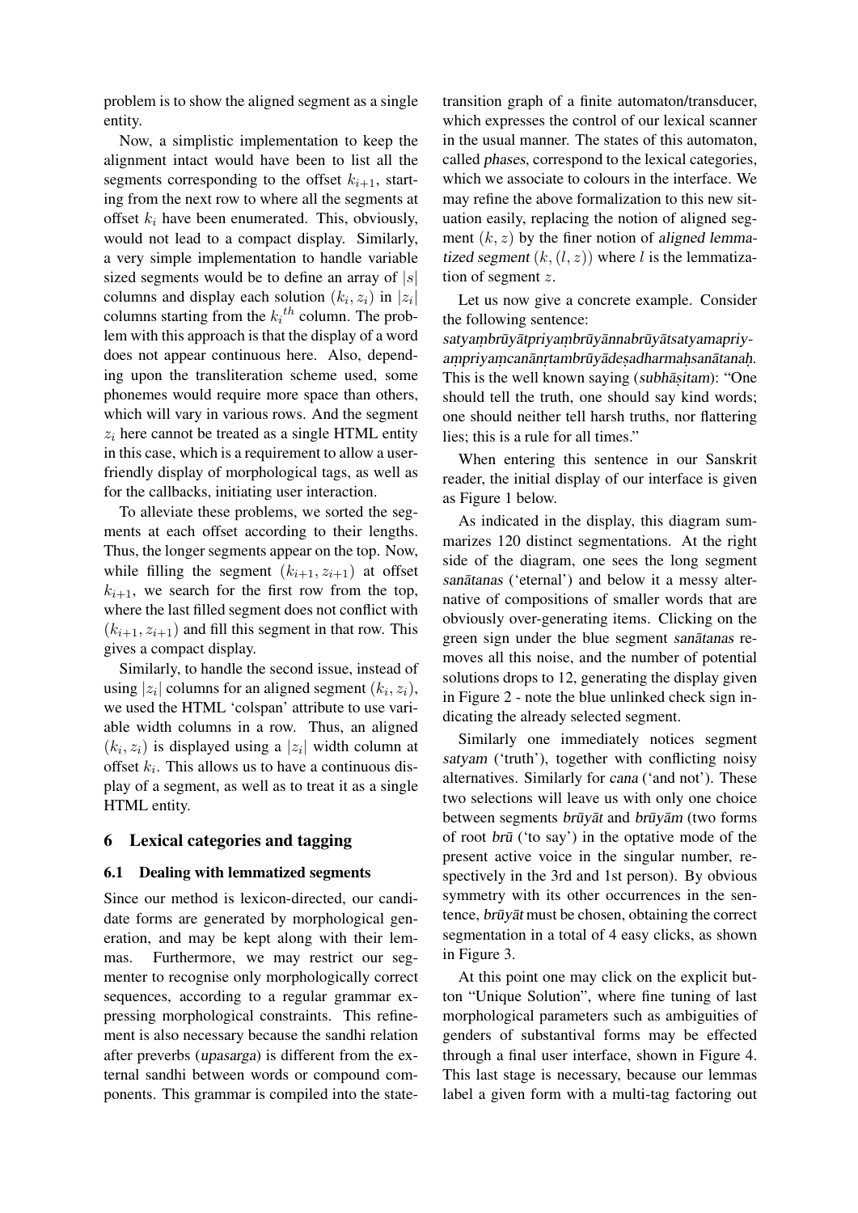problem is to show the aligned segment as a single entity.

Now, a simplistic implementation to keep the alignment intact would have been to list all the segments corresponding to the offset $k_{i+1}$, starting from the next row to where all the segments at offset $k_i$ have been enumerated. This, obviously, would not lead to a compact display. Similarly, a very simple implementation to handle variable sized segments would be to define an array of $|s|$ columns and display each solution $(k_i, z_i)$ in $|z_i|$ columns starting from the $k_i{}^{th}$ column. The problem with this approach is that the display of a word does not appear continuous here. Also, depending upon the transliteration scheme used, some phonemes would require more space than others, which will vary in various rows. And the segment $z_i$ here cannot be treated as a single HTML entity in this case, which is a requirement to allow a user-friendly display of morphological tags, as well as for the callbacks, initiating user interaction.

To alleviate these problems, we sorted the segments at each offset according to their lengths. Thus, the longer segments appear on the top. Now, while filling the segment $(k_{i+1}, z_{i+1})$ at offset $k_{i+1}$, we search for the first row from the top, where the last filled segment does not conflict with $(k_{i+1}, z_{i+1})$ and fill this segment in that row. This gives a compact display.

Similarly, to handle the second issue, instead of using $|z_i|$ columns for an aligned segment $(k_i, z_i)$, we used the HTML 'colspan' attribute to use variable width columns in a row. Thus, an aligned $(k_i, z_i)$ is displayed using a $|z_i|$ width column at offset $k_i$. This allows us to have a continuous display of a segment, as well as to treat it as a single HTML entity.

## 6 Lexical categories and tagging

### 6.1 Dealing with lemmatized segments

Since our method is lexicon-directed, our candidate forms are generated by morphological generation, and may be kept along with their lemmas. Furthermore, we may restrict our segmenter to recognise only morphologically correct sequences, according to a regular grammar expressing morphological constraints. This refinement is also necessary because the sandhi relation after preverbs (*upasarga*) is different from the external sandhi between words or compound components. This grammar is compiled into the state-transition graph of a finite automaton/transducer, which expresses the control of our lexical scanner in the usual manner. The states of this automaton, called *phases*, correspond to the lexical categories, which we associate to colours in the interface. We may refine the above formalization to this new situation easily, replacing the notion of aligned segment $(k, z)$ by the finer notion of *aligned lemmatized segment* $(k, (l, z))$ where $l$ is the lemmatization of segment $z$.

Let us now give a concrete example. Consider the following sentence:
*satyaṃbrūyātpriyaṃbrūyānnabrūyātsatyamapriyaṃpriyaṃcanānṛtaṃbrūyādeṣadharmaḥsanātanaḥ*. This is the well known saying (*subhāṣitam*): "One should tell the truth, one should say kind words; one should neither tell harsh truths, nor flattering lies; this is a rule for all times."

When entering this sentence in our Sanskrit reader, the initial display of our interface is given as Figure 1 below.

As indicated in the display, this diagram summarizes 120 distinct segmentations. At the right side of the diagram, one sees the long segment *sanātanas* ('eternal') and below it a messy alternative of compositions of smaller words that are obviously over-generating items. Clicking on the green sign under the blue segment *sanātanas* removes all this noise, and the number of potential solutions drops to 12, generating the display given in Figure 2 - note the blue unlinked check sign indicating the already selected segment.

Similarly one immediately notices segment *satyam* ('truth'), together with conflicting noisy alternatives. Similarly for *cana* ('and not'). These two selections will leave us with only one choice between segments *brūyāt* and *brūyām* (two forms of root *brū* ('to say') in the optative mode of the present active voice in the singular number, respectively in the 3rd and 1st person). By obvious symmetry with its other occurrences in the sentence, *brūyāt* must be chosen, obtaining the correct segmentation in a total of 4 easy clicks, as shown in Figure 3.

At this point one may click on the explicit button "Unique Solution", where fine tuning of last morphological parameters such as ambiguities of genders of substantival forms may be effected through a final user interface, shown in Figure 4. This last stage is necessary, because our lemmas label a given form with a multi-tag factoring out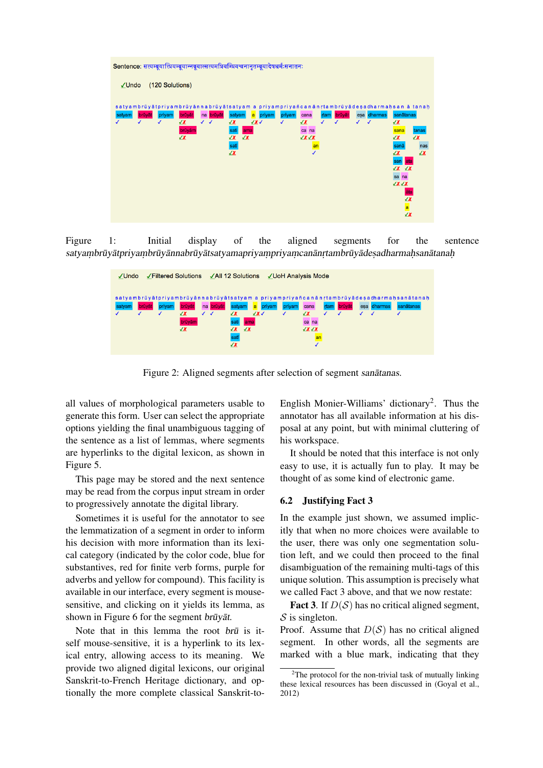Sentence: सत्यम्ब्रूयात्प्रियम्ब्रूयान्नब्रूयात्सत्यमप्रियम्प्रियञ्चनानृतम्ब्रूयादेषधर्मःसनातनः

✓Undo (120 Solutions)

Figure 1: Initial display of the aligned segments for the sentence *satyaṃbrūyātpriyaṃbrūyānnabrūyātsatyamapriyaṃpriyaṃcanānṛtambrūyādeṣadharmaḥsanātanaḥ*

✓Undo ✓Filtered Solutions ✓All 12 Solutions ✓UoH Analysis Mode

Figure 2: Aligned segments after selection of segment *sanātanas*.

all values of morphological parameters usable to generate this form. User can select the appropriate options yielding the final unambiguous tagging of the sentence as a list of lemmas, where segments are hyperlinks to the digital lexicon, as shown in Figure 5.

This page may be stored and the next sentence may be read from the corpus input stream in order to progressively annotate the digital library.

Sometimes it is useful for the annotator to see the lemmatization of a segment in order to inform his decision with more information than its lexical category (indicated by the color code, blue for substantives, red for finite verb forms, purple for adverbs and yellow for compound). This facility is available in our interface, every segment is mouse-sensitive, and clicking on it yields its lemma, as shown in Figure 6 for the segment *brūyāt*.

Note that in this lemma the root *brū* is itself mouse-sensitive, it is a hyperlink to its lexical entry, allowing access to its meaning. We provide two aligned digital lexicons, our original Sanskrit-to-French Heritage dictionary, and optionally the more complete classical Sanskrit-to-English Monier-Williams' dictionary[2]. Thus the annotator has all available information at his disposal at any point, but with minimal cluttering of his workspace.

It should be noted that this interface is not only easy to use, it is actually fun to play. It may be thought of as some kind of electronic game.

## 6.2 Justifying Fact 3

In the example just shown, we assumed implicitly that when no more choices were available to the user, there was only one segmentation solution left, and we could then proceed to the final disambiguation of the remaining multi-tags of this unique solution. This assumption is precisely what we called Fact 3 above, and that we now restate:

**Fact 3**. If $D(\mathcal{S})$ has no critical aligned segment, $\mathcal{S}$ is singleton.

Proof. Assume that $D(\mathcal{S})$ has no critical aligned segment. In other words, all the segments are marked with a blue mark, indicating that they

[2]The protocol for the non-trivial task of mutually linking these lexical resources has been discussed in (Goyal et al., 2012)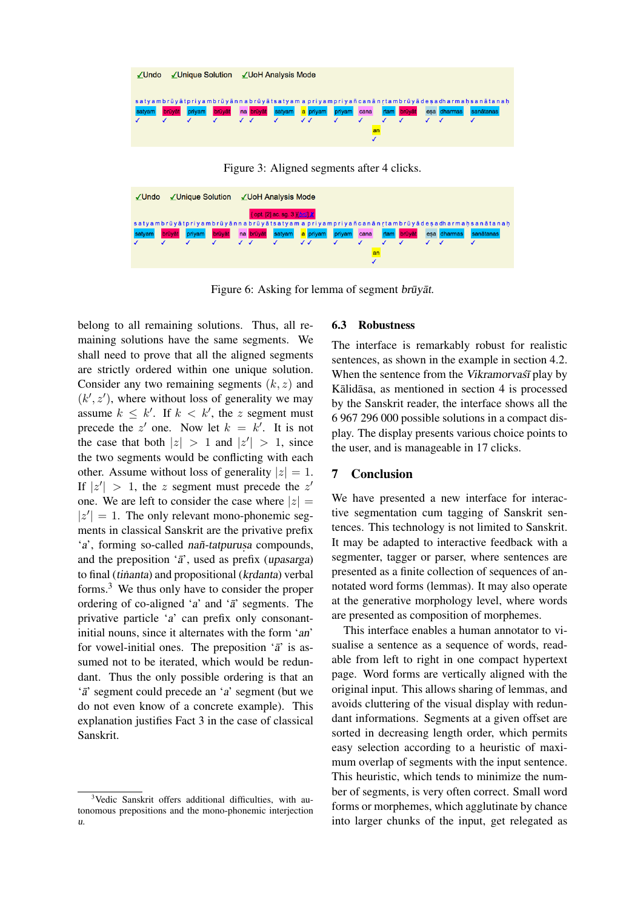✓Undo ✓Unique Solution ✓UoH Analysis Mode

s a t y a m b r ū y ā t p r i y a m b r ū y ā n n a b r ū y ā t s a t y a m a p r i y a m p r i y a ñ c a n ā n ṛ t a m b r ū y ā d e ṣ a d h a r m a ḥ s a n ā t a n a ḥ

satyam brūyāt priyam brūyāt na brūyāt satyam a priyam priyam cana ṛtam brūyāt eṣa dharmas sanātanas

an

Figure 3: Aligned segments after 4 clicks.

✓Undo ✓Unique Solution ✓UoH Analysis Mode

[ opt. [2] ac. sg. 3 ]{brū} ✗

s a t y a m b r ū y ā t p r i y a m b r ū y ā n n a b r ū y ā t s a t y a m a p r i y a m p r i y a ñ c a n ā n ṛ t a m b r ū y ā d e ṣ a d h a r m a ḥ s a n ā t a n a ḥ

satyam brūyāt priyam brūyāt na brūyāt satyam a priyam priyam cana ṛtam brūyāt eṣa dharmas sanātanas

an

Figure 6: Asking for lemma of segment *brūyāt*.

belong to all remaining solutions. Thus, all remaining solutions have the same segments. We shall need to prove that all the aligned segments are strictly ordered within one unique solution. Consider any two remaining segments $(k, z)$ and $(k', z')$, where without loss of generality we may assume $k \leq k'$. If $k < k'$, the $z$ segment must precede the $z'$ one. Now let $k = k'$. It is not the case that both $|z| > 1$ and $|z'| > 1$, since the two segments would be conflicting with each other. Assume without loss of generality $|z| = 1$. If $|z'| > 1$, the $z$ segment must precede the $z'$ one. We are left to consider the case where $|z| = |z'| = 1$. The only relevant mono-phonemic segments in classical Sanskrit are the privative prefix '*a*', forming so-called *nañ-tatpuruṣa* compounds, and the preposition '*ā*', used as prefix (*upasarga*) to final (*tiṅanta*) and propositional (*kṛdanta*) verbal forms.[3] We thus only have to consider the proper ordering of co-aligned '*a*' and '*ā*' segments. The privative particle '*a*' can prefix only consonant-initial nouns, since it alternates with the form '*an*' for vowel-initial ones. The preposition '*ā*' is assumed not to be iterated, which would be redundant. Thus the only possible ordering is that an '*ā*' segment could precede an '*a*' segment (but we do not even know of a concrete example). This explanation justifies Fact 3 in the case of classical Sanskrit.

[3]Vedic Sanskrit offers additional difficulties, with autonomous prepositions and the mono-phonemic interjection *u*.

### 6.3 Robustness

The interface is remarkably robust for realistic sentences, as shown in the example in section 4.2. When the sentence from the *Vikramorvaśī* play by Kālidāsa, as mentioned in section 4 is processed by the Sanskrit reader, the interface shows all the 6 967 296 000 possible solutions in a compact display. The display presents various choice points to the user, and is manageable in 17 clicks.

## 7 Conclusion

We have presented a new interface for interactive segmentation cum tagging of Sanskrit sentences. This technology is not limited to Sanskrit. It may be adapted to interactive feedback with a segmenter, tagger or parser, where sentences are presented as a finite collection of sequences of annotated word forms (lemmas). It may also operate at the generative morphology level, where words are presented as composition of morphemes.

This interface enables a human annotator to visualise a sentence as a sequence of words, readable from left to right in one compact hypertext page. Word forms are vertically aligned with the original input. This allows sharing of lemmas, and avoids cluttering of the visual display with redundant informations. Segments at a given offset are sorted in decreasing length order, which permits easy selection according to a heuristic of maximum overlap of segments with the input sentence. This heuristic, which tends to minimize the number of segments, is very often correct. Small word forms or morphemes, which agglutinate by chance into larger chunks of the input, get relegated as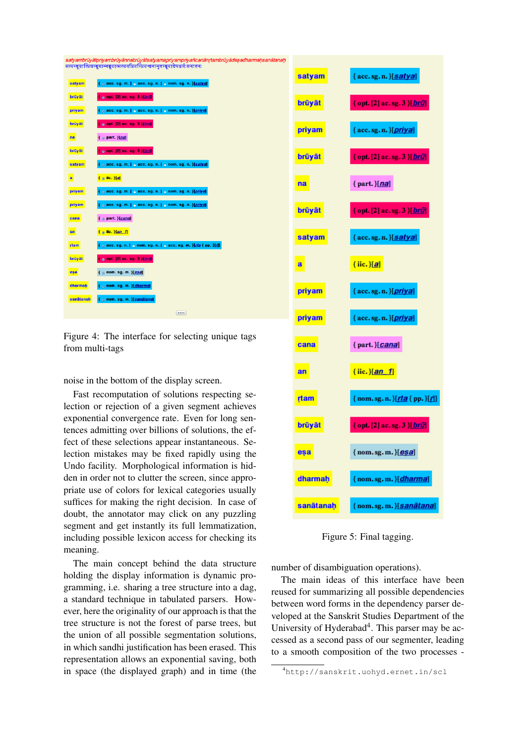Figure 4: The interface for selecting unique tags from multi-tags

noise in the bottom of the display screen.

Fast recomputation of solutions respecting selection or rejection of a given segment achieves exponential convergence rate. Even for long sentences admitting over billions of solutions, the effect of these selections appear instantaneous. Selection mistakes may be fixed rapidly using the Undo facility. Morphological information is hidden in order not to clutter the screen, since appropriate use of colors for lexical categories usually suffices for making the right decision. In case of doubt, the annotator may click on any puzzling segment and get instantly its full lemmatization, including possible lexicon access for checking its meaning.

The main concept behind the data structure holding the display information is dynamic programming, i.e. sharing a tree structure into a dag, a standard technique in tabulated parsers. However, here the originality of our approach is that the tree structure is not the forest of parse trees, but the union of all possible segmentation solutions, in which sandhi justification has been erased. This representation allows an exponential saving, both in space (the displayed graph) and in time (the number of disambiguation operations).

Figure 5: Final tagging.

The main ideas of this interface have been reused for summarizing all possible dependencies between word forms in the dependency parser developed at the Sanskrit Studies Department of the University of Hyderabad[4]. This parser may be accessed as a second pass of our segmenter, leading to a smooth composition of the two processes -

[4] http://sanskrit.uohyd.ernet.in/scl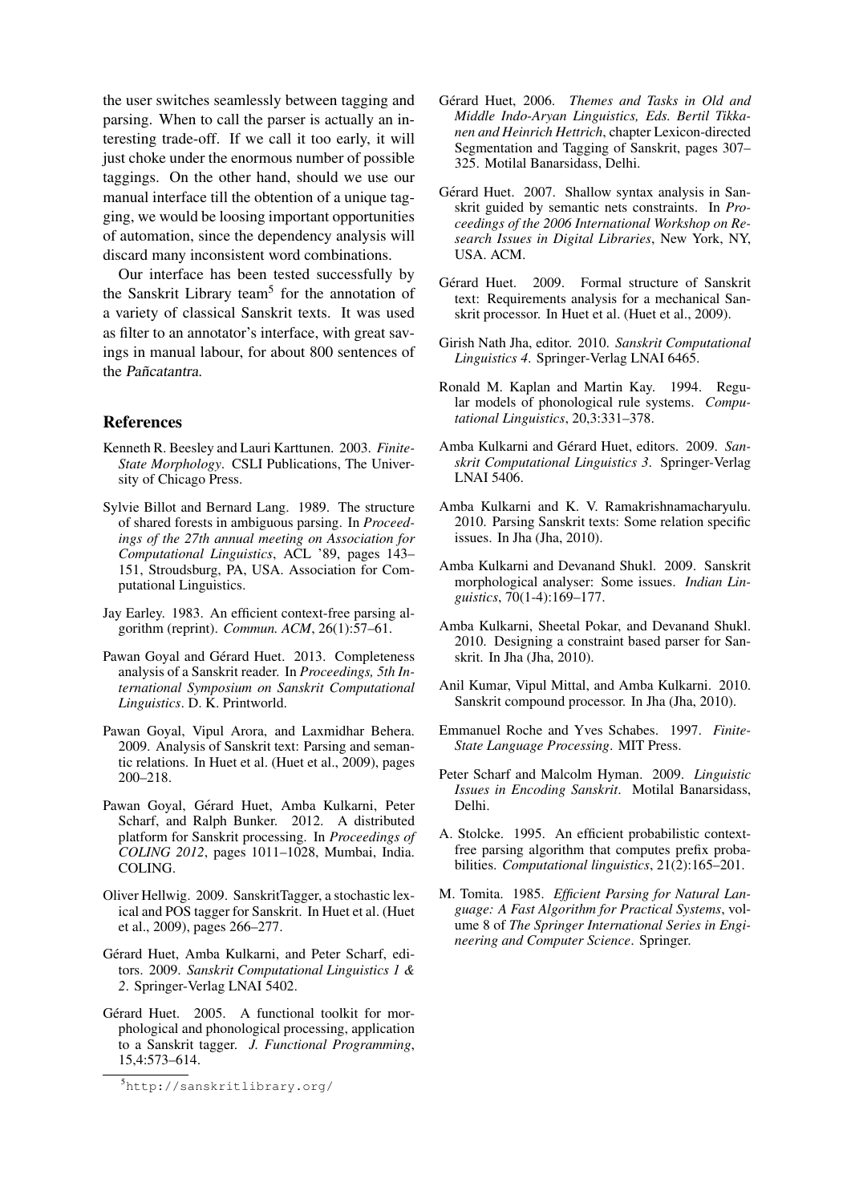the user switches seamlessly between tagging and parsing. When to call the parser is actually an interesting trade-off. If we call it too early, it will just choke under the enormous number of possible taggings. On the other hand, should we use our manual interface till the obtention of a unique tagging, we would be loosing important opportunities of automation, since the dependency analysis will discard many inconsistent word combinations.

Our interface has been tested successfully by the Sanskrit Library team[5] for the annotation of a variety of classical Sanskrit texts. It was used as filter to an annotator's interface, with great savings in manual labour, for about 800 sentences of the *Pañcatantra*.

## References

Kenneth R. Beesley and Lauri Karttunen. 2003. *Finite-State Morphology*. CSLI Publications, The University of Chicago Press.

Sylvie Billot and Bernard Lang. 1989. The structure of shared forests in ambiguous parsing. In *Proceedings of the 27th annual meeting on Association for Computational Linguistics*, ACL '89, pages 143–151, Stroudsburg, PA, USA. Association for Computational Linguistics.

Jay Earley. 1983. An efficient context-free parsing algorithm (reprint). *Commun. ACM*, 26(1):57–61.

Pawan Goyal and Gérard Huet. 2013. Completeness analysis of a Sanskrit reader. In *Proceedings, 5th International Symposium on Sanskrit Computational Linguistics*. D. K. Printworld.

Pawan Goyal, Vipul Arora, and Laxmidhar Behera. 2009. Analysis of Sanskrit text: Parsing and semantic relations. In Huet et al. (Huet et al., 2009), pages 200–218.

Pawan Goyal, Gérard Huet, Amba Kulkarni, Peter Scharf, and Ralph Bunker. 2012. A distributed platform for Sanskrit processing. In *Proceedings of COLING 2012*, pages 1011–1028, Mumbai, India. COLING.

Oliver Hellwig. 2009. SanskritTagger, a stochastic lexical and POS tagger for Sanskrit. In Huet et al. (Huet et al., 2009), pages 266–277.

Gérard Huet, Amba Kulkarni, and Peter Scharf, editors. 2009. *Sanskrit Computational Linguistics 1 & 2*. Springer-Verlag LNAI 5402.

Gérard Huet. 2005. A functional toolkit for morphological and phonological processing, application to a Sanskrit tagger. *J. Functional Programming*, 15,4:573–614.

Gérard Huet, 2006. *Themes and Tasks in Old and Middle Indo-Aryan Linguistics, Eds. Bertil Tikkanen and Heinrich Hettrich*, chapter Lexicon-directed Segmentation and Tagging of Sanskrit, pages 307–325. Motilal Banarsidass, Delhi.

Gérard Huet. 2007. Shallow syntax analysis in Sanskrit guided by semantic nets constraints. In *Proceedings of the 2006 International Workshop on Research Issues in Digital Libraries*, New York, NY, USA. ACM.

Gérard Huet. 2009. Formal structure of Sanskrit text: Requirements analysis for a mechanical Sanskrit processor. In Huet et al. (Huet et al., 2009).

Girish Nath Jha, editor. 2010. *Sanskrit Computational Linguistics 4*. Springer-Verlag LNAI 6465.

Ronald M. Kaplan and Martin Kay. 1994. Regular models of phonological rule systems. *Computational Linguistics*, 20,3:331–378.

Amba Kulkarni and Gérard Huet, editors. 2009. *Sanskrit Computational Linguistics 3*. Springer-Verlag LNAI 5406.

Amba Kulkarni and K. V. Ramakrishnamacharyulu. 2010. Parsing Sanskrit texts: Some relation specific issues. In Jha (Jha, 2010).

Amba Kulkarni and Devanand Shukl. 2009. Sanskrit morphological analyser: Some issues. *Indian Linguistics*, 70(1-4):169–177.

Amba Kulkarni, Sheetal Pokar, and Devanand Shukl. 2010. Designing a constraint based parser for Sanskrit. In Jha (Jha, 2010).

Anil Kumar, Vipul Mittal, and Amba Kulkarni. 2010. Sanskrit compound processor. In Jha (Jha, 2010).

Emmanuel Roche and Yves Schabes. 1997. *Finite-State Language Processing*. MIT Press.

Peter Scharf and Malcolm Hyman. 2009. *Linguistic Issues in Encoding Sanskrit*. Motilal Banarsidass, Delhi.

A. Stolcke. 1995. An efficient probabilistic context-free parsing algorithm that computes prefix probabilities. *Computational linguistics*, 21(2):165–201.

M. Tomita. 1985. *Efficient Parsing for Natural Language: A Fast Algorithm for Practical Systems*, volume 8 of *The Springer International Series in Engineering and Computer Science*. Springer.

---

[5] http://sanskritlibrary.org/